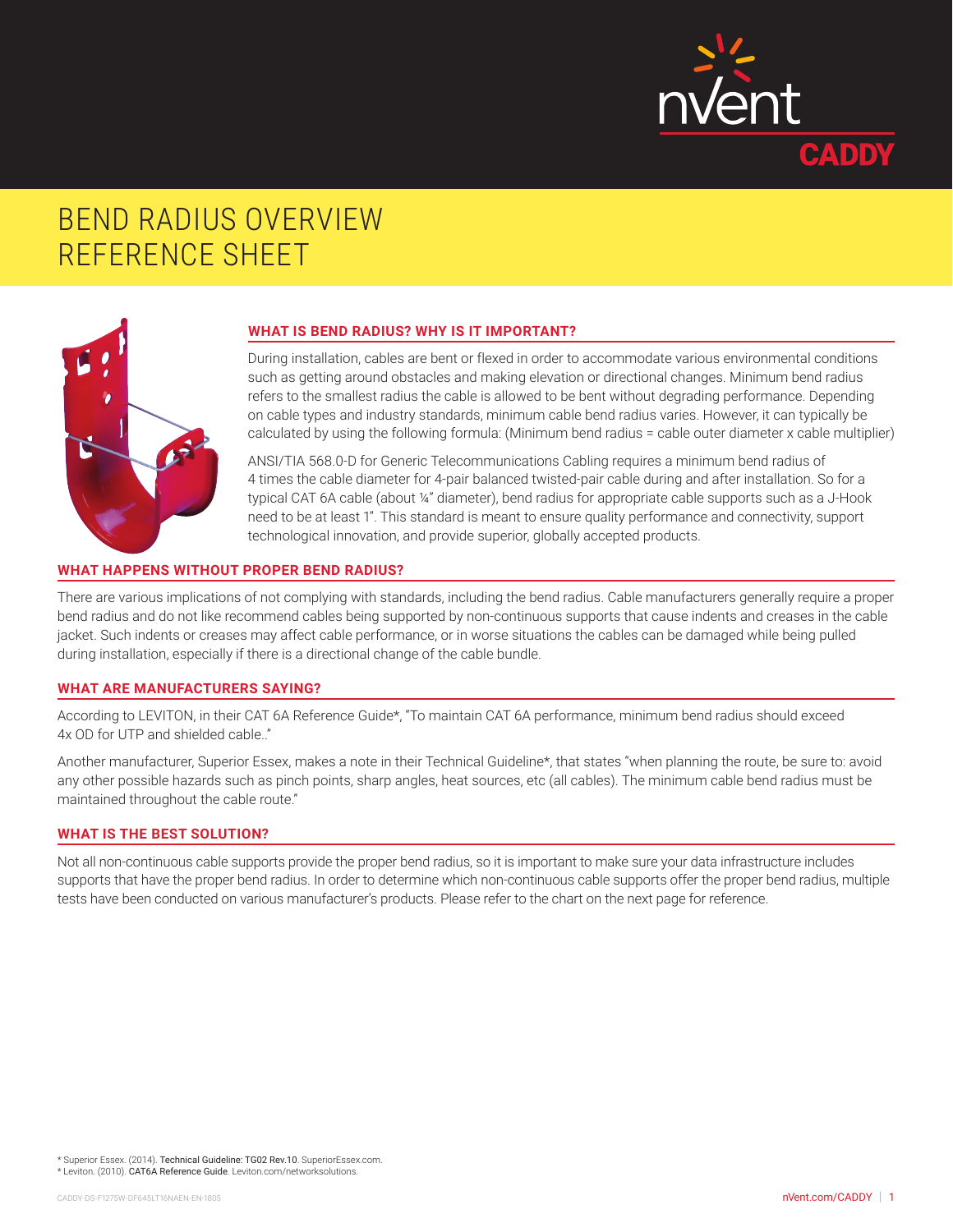# BENT RADIUS OVERVIEW REFERENCE SHEET

## WHAT IS BEND RADIUS? WHY IS IT IMPORTANT?

During installation, cables are bent or flexed in order to accommodate various environmental conditions such as getting around obstacles and making elevation or directional changes. Minimum bend radius refers to the smallest radius the cable is allowed to be bent without degrading performance. Depending on cable types and industry standards, minimum cable bend radius varies. However, it can typically be calculated by using the following formula: (Minimum bend radius = cable outer diameter x cable multiplier)

ANSI/TIA 568.0-D for Generic Telecommunications Cabling requires a minimum bend radius of 4 times the cable diameter for 4-pair balanced twisted-pair cable during and after installation. So for a typical CAT 6A cable (about ¼" diameter), bend radius for appropriate cable supports such as a J-Hook need to be at least 1". This standard is meant to ensure quality performance and connectivity, support technological innovation, and provide superior, globally accepted products.

## WHAT HAPPENS WITHOUT PROPER BEND RADIUS?

There are various implications of not complying with standards, including the bend radius. Cable manufacturers generally require a proper bend radius and do not like recommend cables being supported by non-continuous supports that cause indents and creases in the cable jacket. Such indents or creases may affect cable performance, or in worse situations the cables can be damaged while being pulled during installation, especially if there is a directional change of the cable bundle.

## WHAT ARE MANUFACTURERS SAYING?

According to LEVITON, in their CAT 6A Reference Guide*, "To maintain CAT 6A performance, minimum bend radius should exceed 4x OD for UTP and shielded cable.."

Another manufacturer, Superior Essex, makes a note in their Technical Guideline*, that states "when planning the route, be sure to: avoid any other possible hazards such as pinch points, sharp angles, heat sources, etc (all cables). The minimum cable bend radius must be maintained throughout the cable route."

## WHAT IS THE BEST SOLUTION?

Not all non-continuous cable supports provide the proper bend radius, so it is important to make sure your data infrastructure includes supports that have the proper bend radius. In order to determine which non-continuous cable supports offer the proper bend radius, multiple tests have been conducted on various manufacturer's products. Please refer to the chart on the next page for reference.

* Superior Essex. (2014). Technical Guideline: TG02 Rev.10. SuperiorEssex.com.
* Leviton. (2010). CAT6A Reference Guide. Leviton.com/networksolutions.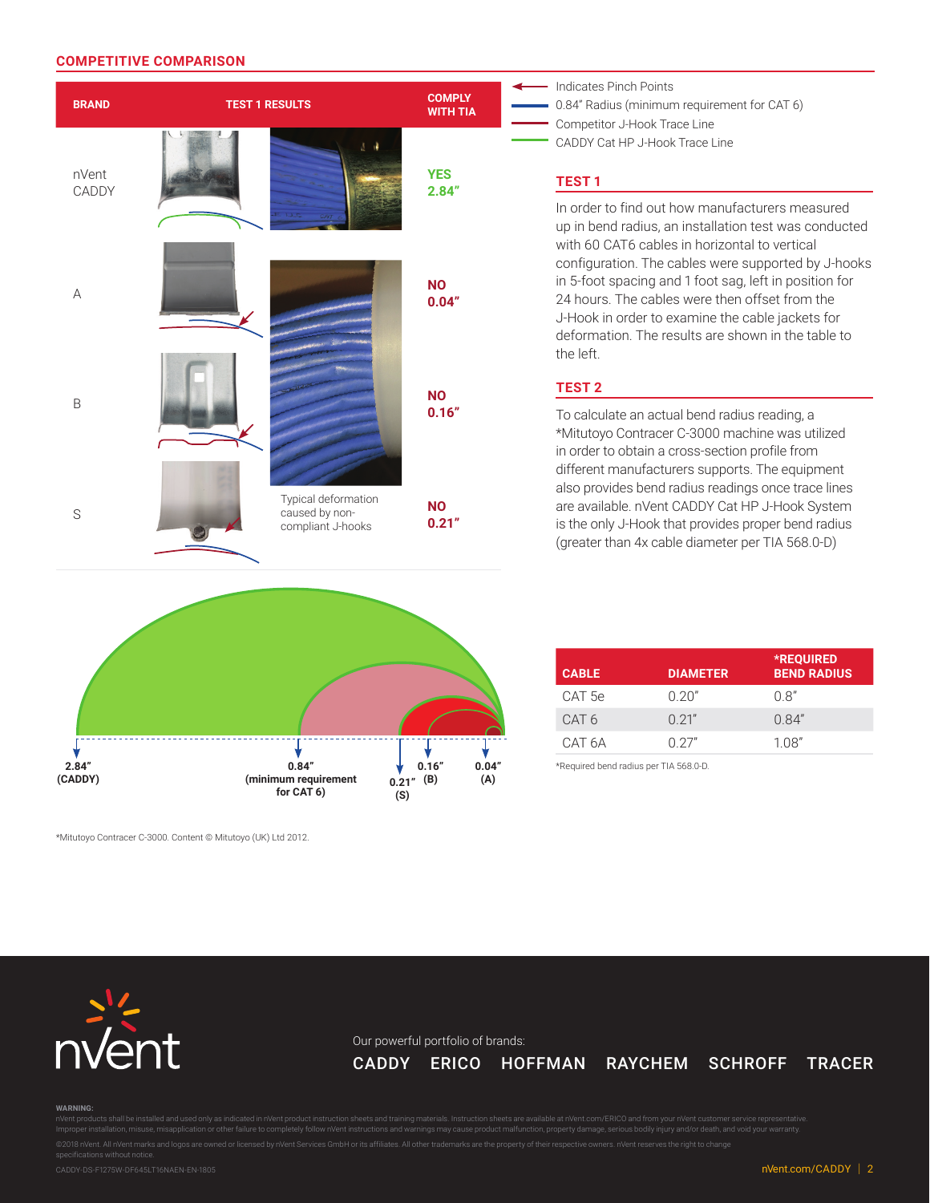## COMPETITIVE COMPARISON

| BRAND | TEST 1 RESULTS | COMPLY WITH TIA |
| --- | --- | --- |
| nVent CADDY | | YES 2.84" |
| A | | NO 0.04" |
| B | | NO 0.16" |
| S | Typical deformation caused by non-compliant J-hooks | NO 0.21" |

Indicates Pinch Points
0.84" Radius (minimum requirement for CAT 6)
Competitor J-Hook Trace Line
CADDY Cat HP J-Hook Trace Line

### TEST 1

In order to find out how manufacturers measured up in bend radius, an installation test was conducted with 60 CAT6 cables in horizontal to vertical configuration. The cables were supported by J-hooks in 5-foot spacing and 1 foot sag, left in position for 24 hours. The cables were then offset from the J-Hook in order to examine the cable jackets for deformation. The results are shown in the table to the left.

### TEST 2

To calculate an actual bend radius reading, a *Mitutoyo Contracer C-3000 machine was utilized in order to obtain a cross-section profile from different manufacturers supports. The equipment also provides bend radius readings once trace lines are available. nVent CADDY Cat HP J-Hook System is the only J-Hook that provides proper bend radius (greater than 4x cable diameter per TIA 568.0-D)

2.84" (CADDY)
0.84" (minimum requirement for CAT 6)
0.21" (S)
0.16" (B)
0.04" (A)

| CABLE | DIAMETER | *REQUIRED BEND RADIUS |
| --- | --- | --- |
| CAT 5e | 0.20" | 0.8" |
| CAT 6 | 0.21" | 0.84" |
| CAT 6A | 0.27" | 1.08" |

*Required bend radius per TIA 568.0-D.

*Mitutoyo Contracer C-3000. Content © Mitutoyo (UK) Ltd 2012.

Our powerful portfolio of brands:
CADDY ERICO HOFFMAN RAYCHEM SCHROFF TRACER

**WARNING:**
nVent products shall be installed and used only as indicated in nVent product instruction sheets and training materials. Instruction sheets are available at nVent.com/ERICO and from your nVent customer service representative. Improper installation, misuse, misapplication or other failure to completely follow nVent instructions and warnings may cause product malfunction, property damage, serious bodily injury and/or death, and void your warranty.

©2018 nVent. All nVent marks and logos are owned or licensed by nVent Services GmbH or its affiliates. All other trademarks are the property of their respective owners. nVent reserves the right to change specifications without notice.

CADDY-DS-F1275W-DF645LT16NAEN-EN-1805

nVent.com/CADDY